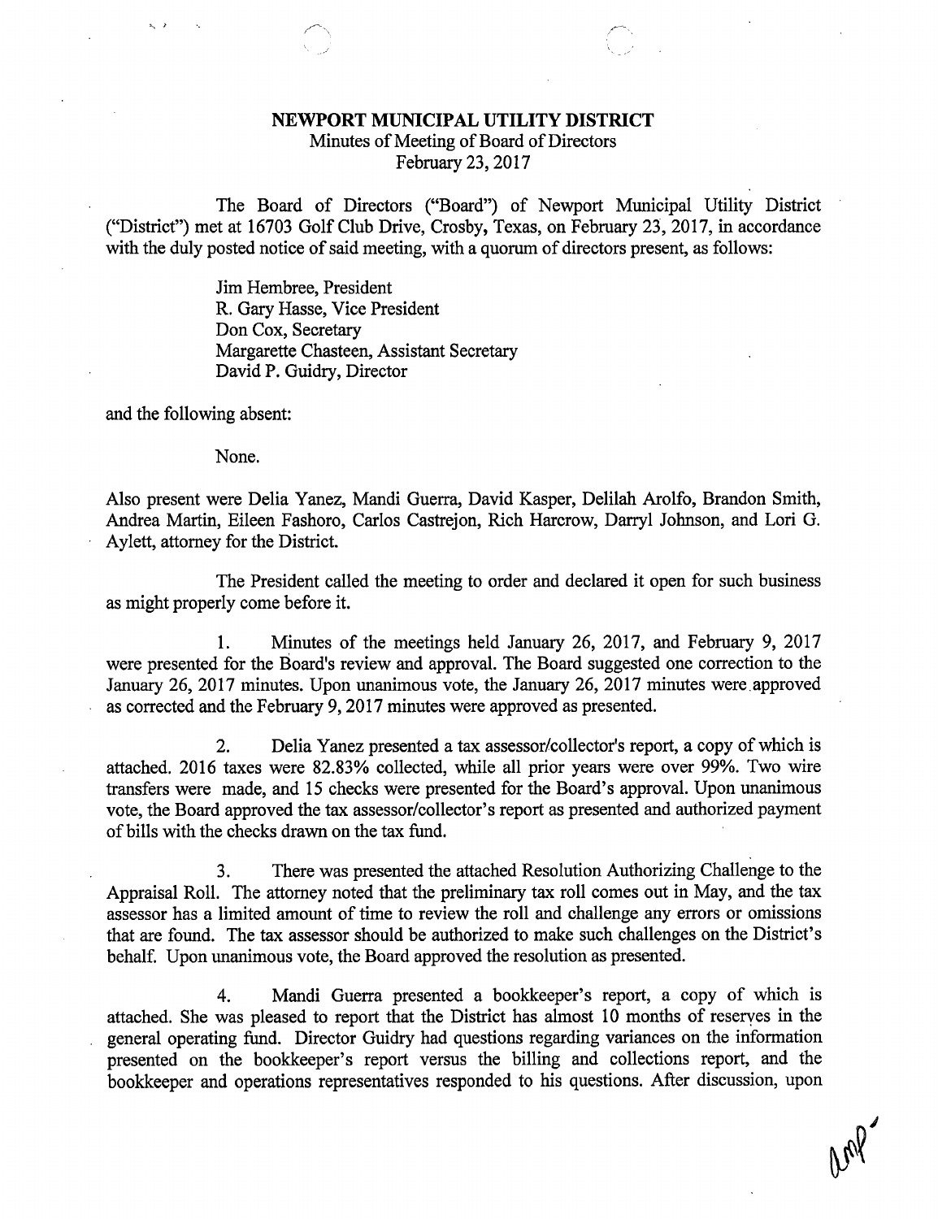**NEWPORT MUNICIPAL UTILITY DISTRICT**
Minutes of Meeting of Board of Directors
February 23, 2017

The Board of Directors ("Board") of Newport Municipal Utility District ("District") met at 16703 Golf Club Drive, Crosby, Texas, on February 23, 2017, in accordance with the duly posted notice of said meeting, with a quorum of directors present, as follows:

Jim Hembree, President
R. Gary Hasse, Vice President
Don Cox, Secretary
Margarette Chasteen, Assistant Secretary
David P. Guidry, Director

and the following absent:

None.

Also present were Delia Yanez, Mandi Guerra, David Kasper, Delilah Arolfo, Brandon Smith, Andrea Martin, Eileen Fashoro, Carlos Castrejon, Rich Harcrow, Darryl Johnson, and Lori G. Aylett, attorney for the District.

The President called the meeting to order and declared it open for such business as might properly come before it.

1. Minutes of the meetings held January 26, 2017, and February 9, 2017 were presented for the Board's review and approval. The Board suggested one correction to the January 26, 2017 minutes. Upon unanimous vote, the January 26, 2017 minutes were approved as corrected and the February 9, 2017 minutes were approved as presented.

2. Delia Yanez presented a tax assessor/collector's report, a copy of which is attached. 2016 taxes were 82.83% collected, while all prior years were over 99%. Two wire transfers were made, and 15 checks were presented for the Board's approval. Upon unanimous vote, the Board approved the tax assessor/collector's report as presented and authorized payment of bills with the checks drawn on the tax fund.

3. There was presented the attached Resolution Authorizing Challenge to the Appraisal Roll. The attorney noted that the preliminary tax roll comes out in May, and the tax assessor has a limited amount of time to review the roll and challenge any errors or omissions that are found. The tax assessor should be authorized to make such challenges on the District's behalf. Upon unanimous vote, the Board approved the resolution as presented.

4. Mandi Guerra presented a bookkeeper's report, a copy of which is attached. She was pleased to report that the District has almost 10 months of reserves in the general operating fund. Director Guidry had questions regarding variances on the information presented on the bookkeeper's report versus the billing and collections report, and the bookkeeper and operations representatives responded to his questions. After discussion, upon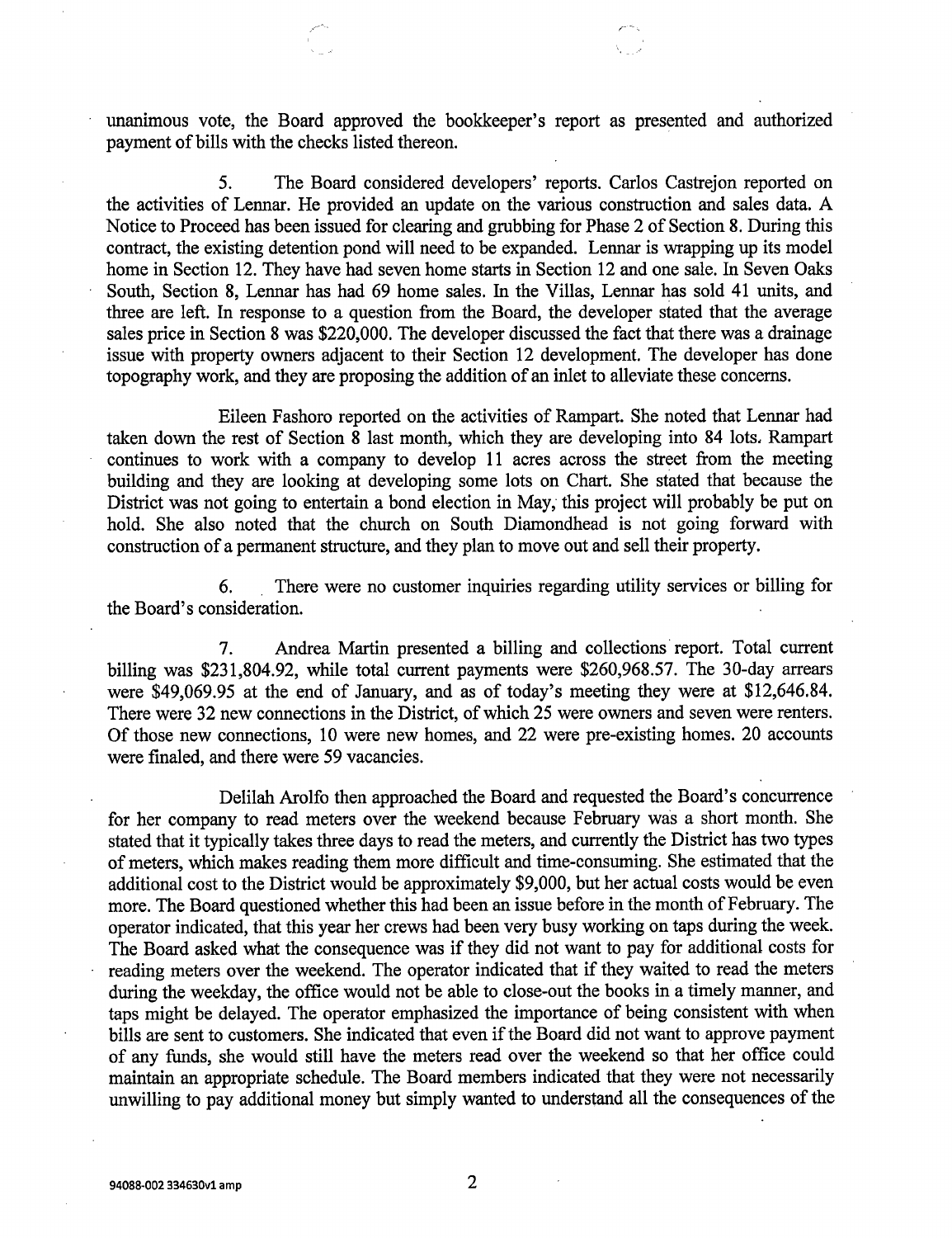unanimous vote, the Board approved the bookkeeper's report as presented and authorized payment of bills with the checks listed thereon.

5. The Board considered developers' reports. Carlos Castrejon reported on the activities of Lennar. He provided an update on the various construction and sales data. A Notice to Proceed has been issued for clearing and grubbing for Phase 2 of Section 8. During this contract, the existing detention pond will need to be expanded. Lennar is wrapping up its model home in Section 12. They have had seven home starts in Section 12 and one sale. In Seven Oaks South, Section 8, Lennar has had 69 home sales. In the Villas, Lennar has sold 41 units, and three are left. In response to a question from the Board, the developer stated that the average sales price in Section 8 was $220,000. The developer discussed the fact that there was a drainage issue with property owners adjacent to their Section 12 development. The developer has done topography work, and they are proposing the addition of an inlet to alleviate these concerns.

Eileen Fashoro reported on the activities of Rampart. She noted that Lennar had taken down the rest of Section 8 last month, which they are developing into 84 lots. Rampart continues to work with a company to develop 11 acres across the street from the meeting building and they are looking at developing some lots on Chart. She stated that because the District was not going to entertain a bond election in May, this project will probably be put on hold. She also noted that the church on South Diamondhead is not going forward with construction of a permanent structure, and they plan to move out and sell their property.

6. There were no customer inquiries regarding utility services or billing for the Board's consideration.

7. Andrea Martin presented a billing and collections report. Total current billing was $231,804.92, while total current payments were $260,968.57. The 30-day arrears were $49,069.95 at the end of January, and as of today's meeting they were at $12,646.84. There were 32 new connections in the District, of which 25 were owners and seven were renters. Of those new connections, 10 were new homes, and 22 were pre-existing homes. 20 accounts were finaled, and there were 59 vacancies.

Delilah Arolfo then approached the Board and requested the Board's concurrence for her company to read meters over the weekend because February was a short month. She stated that it typically takes three days to read the meters, and currently the District has two types of meters, which makes reading them more difficult and time-consuming. She estimated that the additional cost to the District would be approximately $9,000, but her actual costs would be even more. The Board questioned whether this had been an issue before in the month of February. The operator indicated, that this year her crews had been very busy working on taps during the week. The Board asked what the consequence was if they did not want to pay for additional costs for reading meters over the weekend. The operator indicated that if they waited to read the meters during the weekday, the office would not be able to close-out the books in a timely manner, and taps might be delayed. The operator emphasized the importance of being consistent with when bills are sent to customers. She indicated that even if the Board did not want to approve payment of any funds, she would still have the meters read over the weekend so that her office could maintain an appropriate schedule. The Board members indicated that they were not necessarily unwilling to pay additional money but simply wanted to understand all the consequences of the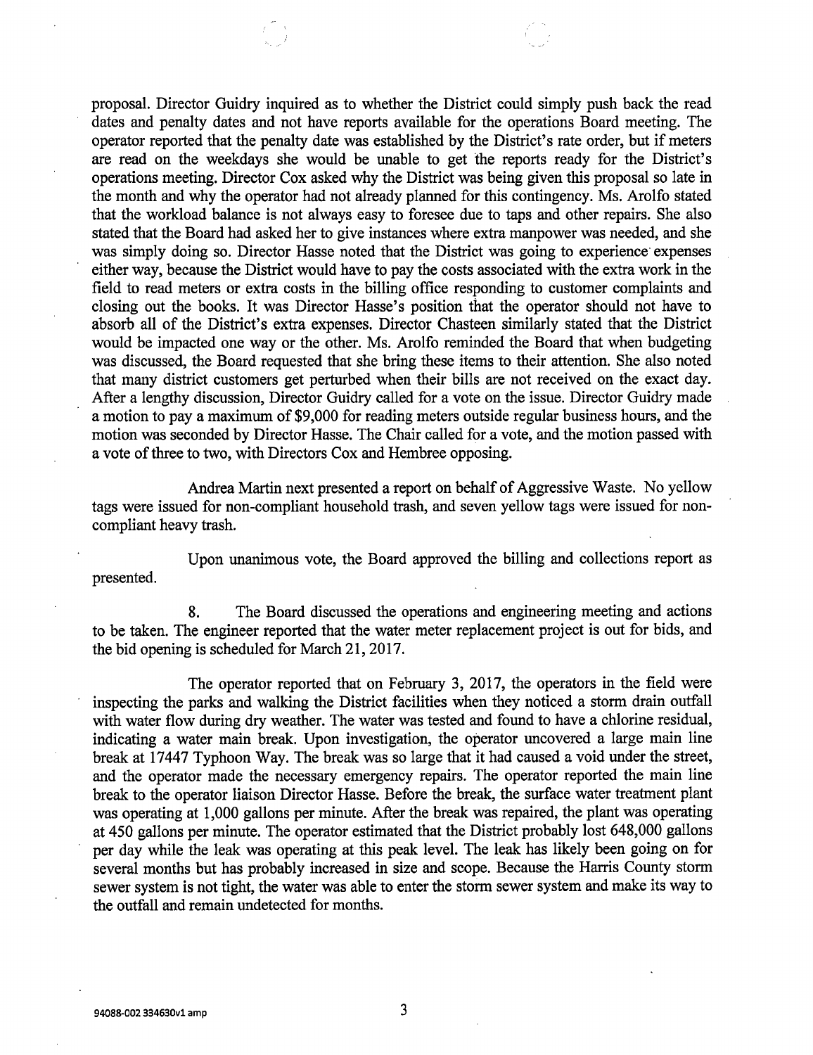proposal. Director Guidry inquired as to whether the District could simply push back the read dates and penalty dates and not have reports available for the operations Board meeting. The operator reported that the penalty date was established by the District's rate order, but if meters are read on the weekdays she would be unable to get the reports ready for the District's operations meeting. Director Cox asked why the District was being given this proposal so late in the month and why the operator had not already planned for this contingency. Ms. Arolfo stated that the workload balance is not always easy to foresee due to taps and other repairs. She also stated that the Board had asked her to give instances where extra manpower was needed, and she was simply doing so. Director Hasse noted that the District was going to experience expenses either way, because the District would have to pay the costs associated with the extra work in the field to read meters or extra costs in the billing office responding to customer complaints and closing out the books. It was Director Hasse's position that the operator should not have to absorb all of the District's extra expenses. Director Chasteen similarly stated that the District would be impacted one way or the other. Ms. Arolfo reminded the Board that when budgeting was discussed, the Board requested that she bring these items to their attention. She also noted that many district customers get perturbed when their bills are not received on the exact day. After a lengthy discussion, Director Guidry called for a vote on the issue. Director Guidry made a motion to pay a maximum of $9,000 for reading meters outside regular business hours, and the motion was seconded by Director Hasse. The Chair called for a vote, and the motion passed with a vote of three to two, with Directors Cox and Hembree opposing.

Andrea Martin next presented a report on behalf of Aggressive Waste. No yellow tags were issued for non-compliant household trash, and seven yellow tags were issued for non-compliant heavy trash.

Upon unanimous vote, the Board approved the billing and collections report as presented.

8. The Board discussed the operations and engineering meeting and actions to be taken. The engineer reported that the water meter replacement project is out for bids, and the bid opening is scheduled for March 21, 2017.

The operator reported that on February 3, 2017, the operators in the field were inspecting the parks and walking the District facilities when they noticed a storm drain outfall with water flow during dry weather. The water was tested and found to have a chlorine residual, indicating a water main break. Upon investigation, the operator uncovered a large main line break at 17447 Typhoon Way. The break was so large that it had caused a void under the street, and the operator made the necessary emergency repairs. The operator reported the main line break to the operator liaison Director Hasse. Before the break, the surface water treatment plant was operating at 1,000 gallons per minute. After the break was repaired, the plant was operating at 450 gallons per minute. The operator estimated that the District probably lost 648,000 gallons per day while the leak was operating at this peak level. The leak has likely been going on for several months but has probably increased in size and scope. Because the Harris County storm sewer system is not tight, the water was able to enter the storm sewer system and make its way to the outfall and remain undetected for months.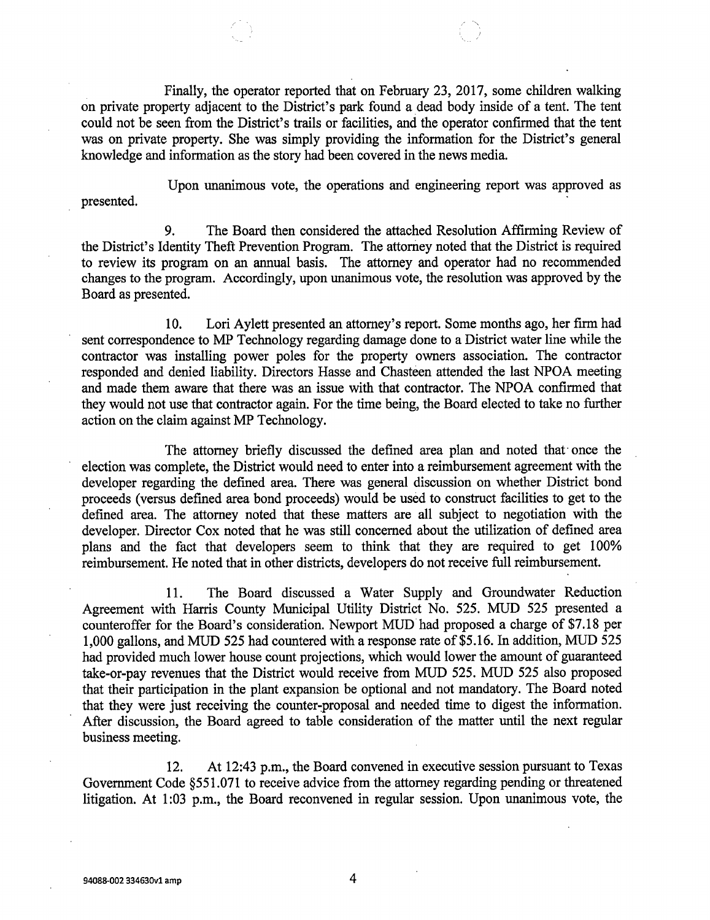Finally, the operator reported that on February 23, 2017, some children walking on private property adjacent to the District's park found a dead body inside of a tent. The tent could not be seen from the District's trails or facilities, and the operator confirmed that the tent was on private property. She was simply providing the information for the District's general knowledge and information as the story had been covered in the news media.

Upon unanimous vote, the operations and engineering report was approved as presented.

9. The Board then considered the attached Resolution Affirming Review of the District's Identity Theft Prevention Program. The attorney noted that the District is required to review its program on an annual basis. The attorney and operator had no recommended changes to the program. Accordingly, upon unanimous vote, the resolution was approved by the Board as presented.

10. Lori Aylett presented an attorney's report. Some months ago, her firm had sent correspondence to MP Technology regarding damage done to a District water line while the contractor was installing power poles for the property owners association. The contractor responded and denied liability. Directors Hasse and Chasteen attended the last NPOA meeting and made them aware that there was an issue with that contractor. The NPOA confirmed that they would not use that contractor again. For the time being, the Board elected to take no further action on the claim against MP Technology.

The attorney briefly discussed the defined area plan and noted that once the election was complete, the District would need to enter into a reimbursement agreement with the developer regarding the defined area. There was general discussion on whether District bond proceeds (versus defined area bond proceeds) would be used to construct facilities to get to the defined area. The attorney noted that these matters are all subject to negotiation with the developer. Director Cox noted that he was still concerned about the utilization of defined area plans and the fact that developers seem to think that they are required to get 100% reimbursement. He noted that in other districts, developers do not receive full reimbursement.

11. The Board discussed a Water Supply and Groundwater Reduction Agreement with Harris County Municipal Utility District No. 525. MUD 525 presented a counteroffer for the Board's consideration. Newport MUD had proposed a charge of $7.18 per 1,000 gallons, and MUD 525 had countered with a response rate of $5.16. In addition, MUD 525 had provided much lower house count projections, which would lower the amount of guaranteed take-or-pay revenues that the District would receive from MUD 525. MUD 525 also proposed that their participation in the plant expansion be optional and not mandatory. The Board noted that they were just receiving the counter-proposal and needed time to digest the information. After discussion, the Board agreed to table consideration of the matter until the next regular business meeting.

12. At 12:43 p.m., the Board convened in executive session pursuant to Texas Government Code §551.071 to receive advice from the attorney regarding pending or threatened litigation. At 1:03 p.m., the Board reconvened in regular session. Upon unanimous vote, the

94088-002 334630v1 amp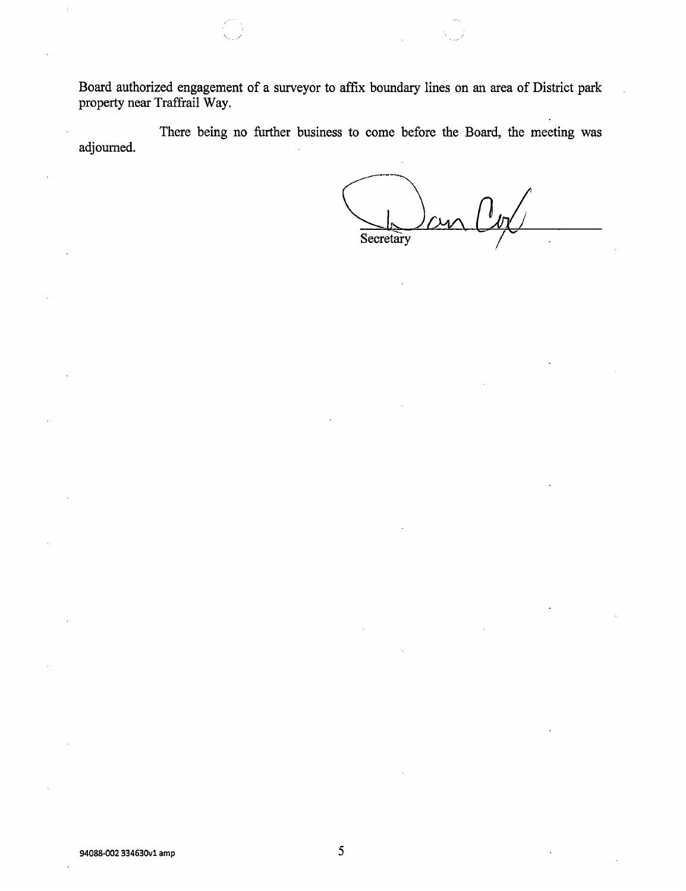Board authorized engagement of a surveyor to affix boundary lines on an area of District park property near Traffrail Way.

There being no further business to come before the Board, the meeting was adjourned.

Secretary

94088-002 334630v1 amp